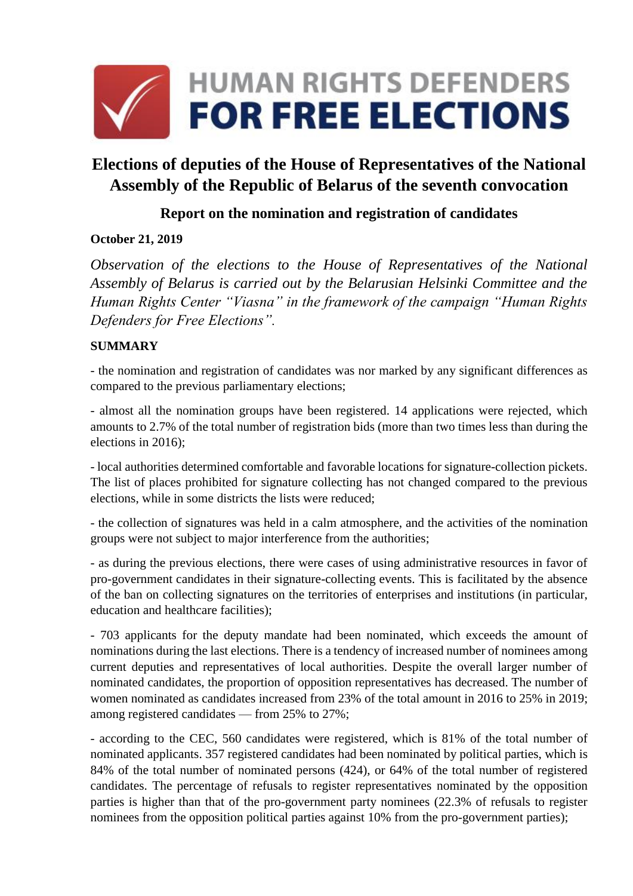# HUMAN RIGHTS DEFENDERS FOR FREE ELECTIONS

## Elections of deputies of the House of Representatives of the National Assembly of the Republic of Belarus of the seventh convocation

### Report on the nomination and registration of candidates

**October 21, 2019**

*Observation of the elections to the House of Representatives of the National Assembly of Belarus is carried out by the Belarusian Helsinki Committee and the Human Rights Center "Viasna" in the framework of the campaign "Human Rights Defenders for Free Elections".*

**SUMMARY**

- the nomination and registration of candidates was nor marked by any significant differences as compared to the previous parliamentary elections;

- almost all the nomination groups have been registered. 14 applications were rejected, which amounts to 2.7% of the total number of registration bids (more than two times less than during the elections in 2016);

- local authorities determined comfortable and favorable locations for signature-collection pickets. The list of places prohibited for signature collecting has not changed compared to the previous elections, while in some districts the lists were reduced;

- the collection of signatures was held in a calm atmosphere, and the activities of the nomination groups were not subject to major interference from the authorities;

- as during the previous elections, there were cases of using administrative resources in favor of pro-government candidates in their signature-collecting events. This is facilitated by the absence of the ban on collecting signatures on the territories of enterprises and institutions (in particular, education and healthcare facilities);

- 703 applicants for the deputy mandate had been nominated, which exceeds the amount of nominations during the last elections. There is a tendency of increased number of nominees among current deputies and representatives of local authorities. Despite the overall larger number of nominated candidates, the proportion of opposition representatives has decreased. The number of women nominated as candidates increased from 23% of the total amount in 2016 to 25% in 2019; among registered candidates — from 25% to 27%;

- according to the CEC, 560 candidates were registered, which is 81% of the total number of nominated applicants. 357 registered candidates had been nominated by political parties, which is 84% of the total number of nominated persons (424), or 64% of the total number of registered candidates. The percentage of refusals to register representatives nominated by the opposition parties is higher than that of the pro-government party nominees (22.3% of refusals to register nominees from the opposition political parties against 10% from the pro-government parties);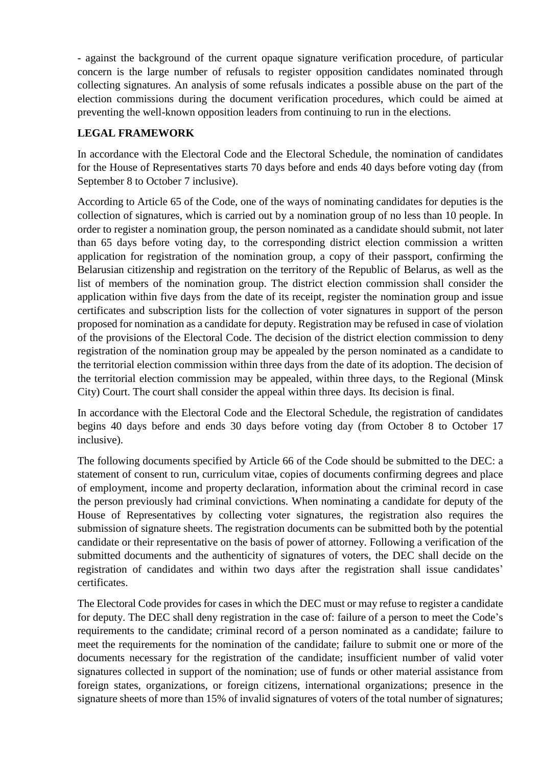- against the background of the current opaque signature verification procedure, of particular concern is the large number of refusals to register opposition candidates nominated through collecting signatures. An analysis of some refusals indicates a possible abuse on the part of the election commissions during the document verification procedures, which could be aimed at preventing the well-known opposition leaders from continuing to run in the elections.

## LEGAL FRAMEWORK

In accordance with the Electoral Code and the Electoral Schedule, the nomination of candidates for the House of Representatives starts 70 days before and ends 40 days before voting day (from September 8 to October 7 inclusive).

According to Article 65 of the Code, one of the ways of nominating candidates for deputies is the collection of signatures, which is carried out by a nomination group of no less than 10 people. In order to register a nomination group, the person nominated as a candidate should submit, not later than 65 days before voting day, to the corresponding district election commission a written application for registration of the nomination group, a copy of their passport, confirming the Belarusian citizenship and registration on the territory of the Republic of Belarus, as well as the list of members of the nomination group. The district election commission shall consider the application within five days from the date of its receipt, register the nomination group and issue certificates and subscription lists for the collection of voter signatures in support of the person proposed for nomination as a candidate for deputy. Registration may be refused in case of violation of the provisions of the Electoral Code. The decision of the district election commission to deny registration of the nomination group may be appealed by the person nominated as a candidate to the territorial election commission within three days from the date of its adoption. The decision of the territorial election commission may be appealed, within three days, to the Regional (Minsk City) Court. The court shall consider the appeal within three days. Its decision is final.

In accordance with the Electoral Code and the Electoral Schedule, the registration of candidates begins 40 days before and ends 30 days before voting day (from October 8 to October 17 inclusive).

The following documents specified by Article 66 of the Code should be submitted to the DEC: a statement of consent to run, curriculum vitae, copies of documents confirming degrees and place of employment, income and property declaration, information about the criminal record in case the person previously had criminal convictions. When nominating a candidate for deputy of the House of Representatives by collecting voter signatures, the registration also requires the submission of signature sheets. The registration documents can be submitted both by the potential candidate or their representative on the basis of power of attorney. Following a verification of the submitted documents and the authenticity of signatures of voters, the DEC shall decide on the registration of candidates and within two days after the registration shall issue candidates' certificates.

The Electoral Code provides for cases in which the DEC must or may refuse to register a candidate for deputy. The DEC shall deny registration in the case of: failure of a person to meet the Code's requirements to the candidate; criminal record of a person nominated as a candidate; failure to meet the requirements for the nomination of the candidate; failure to submit one or more of the documents necessary for the registration of the candidate; insufficient number of valid voter signatures collected in support of the nomination; use of funds or other material assistance from foreign states, organizations, or foreign citizens, international organizations; presence in the signature sheets of more than 15% of invalid signatures of voters of the total number of signatures;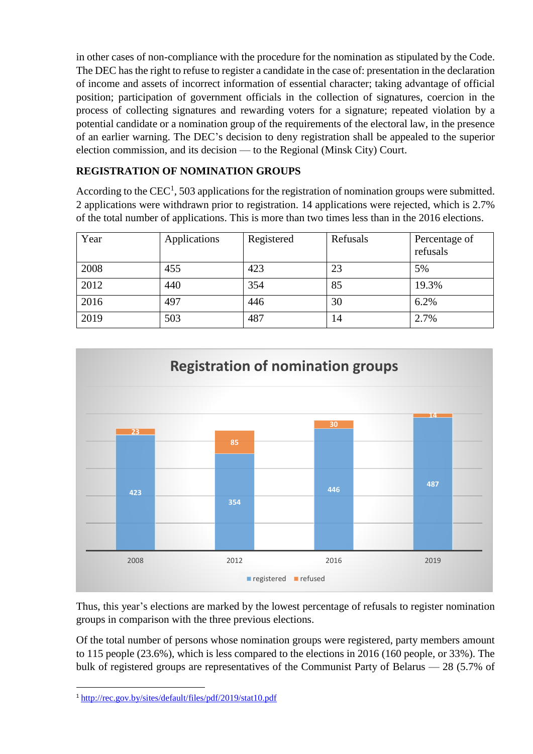in other cases of non-compliance with the procedure for the nomination as stipulated by the Code. The DEC has the right to refuse to register a candidate in the case of: presentation in the declaration of income and assets of incorrect information of essential character; taking advantage of official position; participation of government officials in the collection of signatures, coercion in the process of collecting signatures and rewarding voters for a signature; repeated violation by a potential candidate or a nomination group of the requirements of the electoral law, in the presence of an earlier warning. The DEC's decision to deny registration shall be appealed to the superior election commission, and its decision — to the Regional (Minsk City) Court.

### REGISTRATION OF NOMINATION GROUPS

According to the CEC[1], 503 applications for the registration of nomination groups were submitted. 2 applications were withdrawn prior to registration. 14 applications were rejected, which is 2.7% of the total number of applications. This is more than two times less than in the 2016 elections.

| Year | Applications | Registered | Refusals | Percentage of refusals |
|---|---|---|---|---|
| 2008 | 455 | 423 | 23 | 5% |
| 2012 | 440 | 354 | 85 | 19.3% |
| 2016 | 497 | 446 | 30 | 6.2% |
| 2019 | 503 | 487 | 14 | 2.7% |

Thus, this year's elections are marked by the lowest percentage of refusals to register nomination groups in comparison with the three previous elections.

Of the total number of persons whose nomination groups were registered, party members amount to 115 people (23.6%), which is less compared to the elections in 2016 (160 people, or 33%). The bulk of registered groups are representatives of the Communist Party of Belarus — 28 (5.7% of

[1] http://rec.gov.by/sites/default/files/pdf/2019/stat10.pdf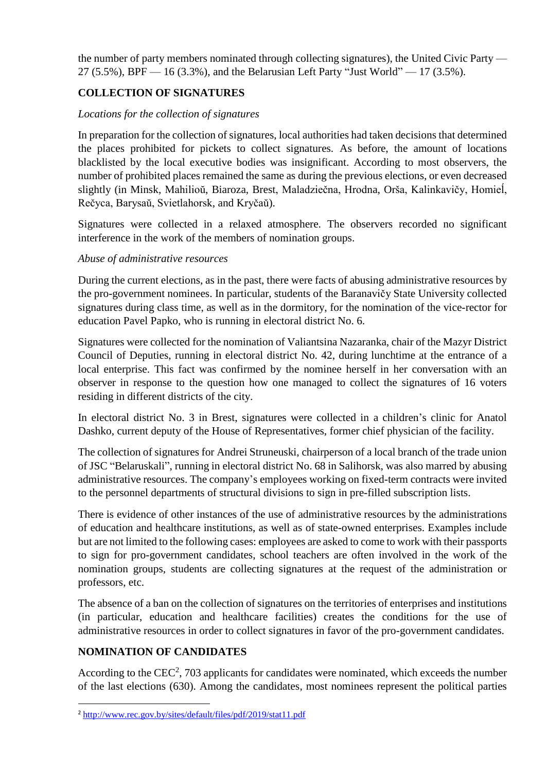the number of party members nominated through collecting signatures), the United Civic Party — 27 (5.5%), BPF — 16 (3.3%), and the Belarusian Left Party "Just World" — 17 (3.5%).

## COLLECTION OF SIGNATURES

*Locations for the collection of signatures*

In preparation for the collection of signatures, local authorities had taken decisions that determined the places prohibited for pickets to collect signatures. As before, the amount of locations blacklisted by the local executive bodies was insignificant. According to most observers, the number of prohibited places remained the same as during the previous elections, or even decreased slightly (in Minsk, Mahilioŭ, Biaroza, Brest, Maladziečna, Hrodna, Orša, Kalinkavičy, Homieĺ, Rečyca, Barysaŭ, Svietlahorsk, and Kryčaŭ).

Signatures were collected in a relaxed atmosphere. The observers recorded no significant interference in the work of the members of nomination groups.

*Abuse of administrative resources*

During the current elections, as in the past, there were facts of abusing administrative resources by the pro-government nominees. In particular, students of the Baranavičy State University collected signatures during class time, as well as in the dormitory, for the nomination of the vice-rector for education Pavel Papko, who is running in electoral district No. 6.

Signatures were collected for the nomination of Valiantsina Nazaranka, chair of the Mazyr District Council of Deputies, running in electoral district No. 42, during lunchtime at the entrance of a local enterprise. This fact was confirmed by the nominee herself in her conversation with an observer in response to the question how one managed to collect the signatures of 16 voters residing in different districts of the city.

In electoral district No. 3 in Brest, signatures were collected in a children's clinic for Anatol Dashko, current deputy of the House of Representatives, former chief physician of the facility.

The collection of signatures for Andrei Struneuski, chairperson of a local branch of the trade union of JSC "Belaruskali", running in electoral district No. 68 in Salihorsk, was also marred by abusing administrative resources. The company's employees working on fixed-term contracts were invited to the personnel departments of structural divisions to sign in pre-filled subscription lists.

There is evidence of other instances of the use of administrative resources by the administrations of education and healthcare institutions, as well as of state-owned enterprises. Examples include but are not limited to the following cases: employees are asked to come to work with their passports to sign for pro-government candidates, school teachers are often involved in the work of the nomination groups, students are collecting signatures at the request of the administration or professors, etc.

The absence of a ban on the collection of signatures on the territories of enterprises and institutions (in particular, education and healthcare facilities) creates the conditions for the use of administrative resources in order to collect signatures in favor of the pro-government candidates.

## NOMINATION OF CANDIDATES

According to the CEC[2], 703 applicants for candidates were nominated, which exceeds the number of the last elections (630). Among the candidates, most nominees represent the political parties

[2] http://www.rec.gov.by/sites/default/files/pdf/2019/stat11.pdf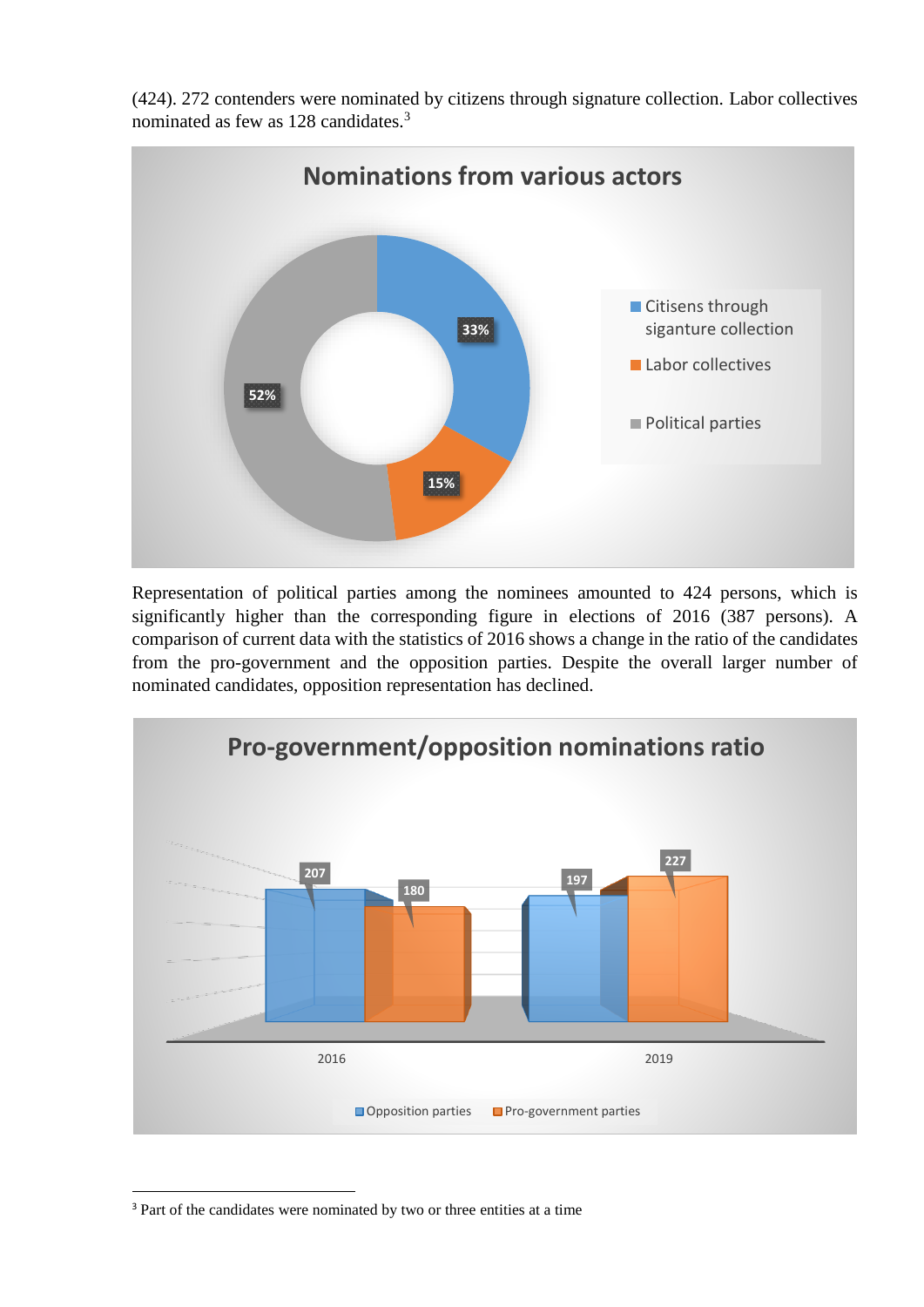(424). 272 contenders were nominated by citizens through signature collection. Labor collectives nominated as few as 128 candidates.[3]

**Nominations from various actors**

| Actor | Share |
| --- | --- |
| Citisens through siganture collection | 33% |
| Labor collectives | 15% |
| Political parties | 52% |

Representation of political parties among the nominees amounted to 424 persons, which is significantly higher than the corresponding figure in elections of 2016 (387 persons). A comparison of current data with the statistics of 2016 shows a change in the ratio of the candidates from the pro-government and the opposition parties. Despite the overall larger number of nominated candidates, opposition representation has declined.

**Pro-government/opposition nominations ratio**

| | 2016 | 2019 |
| --- | --- | --- |
| Opposition parties | 207 | 197 |
| Pro-government parties | 180 | 227 |

---

[3] Part of the candidates were nominated by two or three entities at a time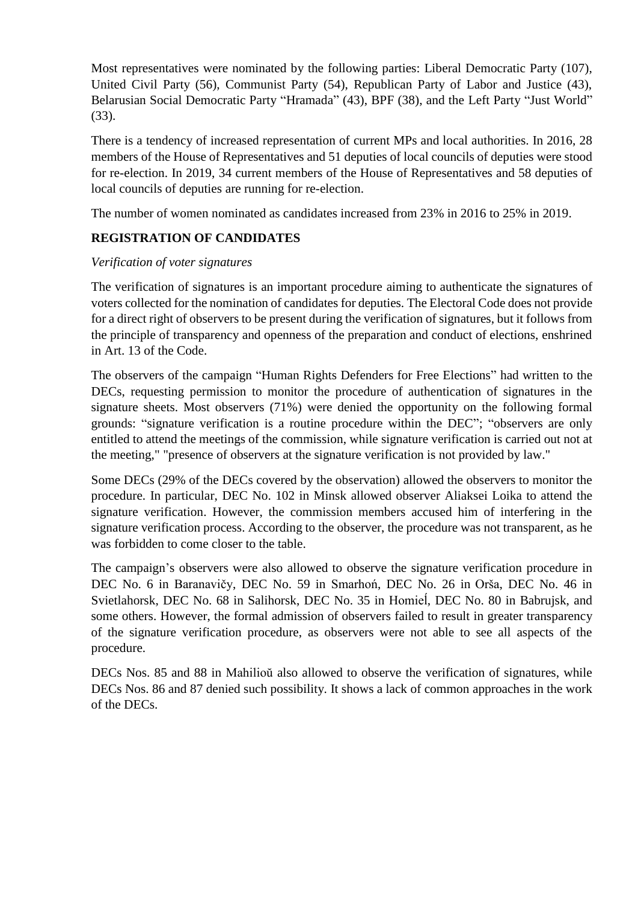Most representatives were nominated by the following parties: Liberal Democratic Party (107), United Civil Party (56), Communist Party (54), Republican Party of Labor and Justice (43), Belarusian Social Democratic Party "Hramada" (43), BPF (38), and the Left Party "Just World" (33).

There is a tendency of increased representation of current MPs and local authorities. In 2016, 28 members of the House of Representatives and 51 deputies of local councils of deputies were stood for re-election. In 2019, 34 current members of the House of Representatives and 58 deputies of local councils of deputies are running for re-election.

The number of women nominated as candidates increased from 23% in 2016 to 25% in 2019.

## REGISTRATION OF CANDIDATES

*Verification of voter signatures*

The verification of signatures is an important procedure aiming to authenticate the signatures of voters collected for the nomination of candidates for deputies. The Electoral Code does not provide for a direct right of observers to be present during the verification of signatures, but it follows from the principle of transparency and openness of the preparation and conduct of elections, enshrined in Art. 13 of the Code.

The observers of the campaign "Human Rights Defenders for Free Elections" had written to the DECs, requesting permission to monitor the procedure of authentication of signatures in the signature sheets. Most observers (71%) were denied the opportunity on the following formal grounds: "signature verification is a routine procedure within the DEC"; "observers are only entitled to attend the meetings of the commission, while signature verification is carried out not at the meeting," "presence of observers at the signature verification is not provided by law."

Some DECs (29% of the DECs covered by the observation) allowed the observers to monitor the procedure. In particular, DEC No. 102 in Minsk allowed observer Aliaksei Loika to attend the signature verification. However, the commission members accused him of interfering in the signature verification process. According to the observer, the procedure was not transparent, as he was forbidden to come closer to the table.

The campaign's observers were also allowed to observe the signature verification procedure in DEC No. 6 in Baranavičy, DEC No. 59 in Smarhoń, DEC No. 26 in Orša, DEC No. 46 in Svietlahorsk, DEC No. 68 in Salihorsk, DEC No. 35 in Homieĺ, DEC No. 80 in Babrujsk, and some others. However, the formal admission of observers failed to result in greater transparency of the signature verification procedure, as observers were not able to see all aspects of the procedure.

DECs Nos. 85 and 88 in Mahilioŭ also allowed to observe the verification of signatures, while DECs Nos. 86 and 87 denied such possibility. It shows a lack of common approaches in the work of the DECs.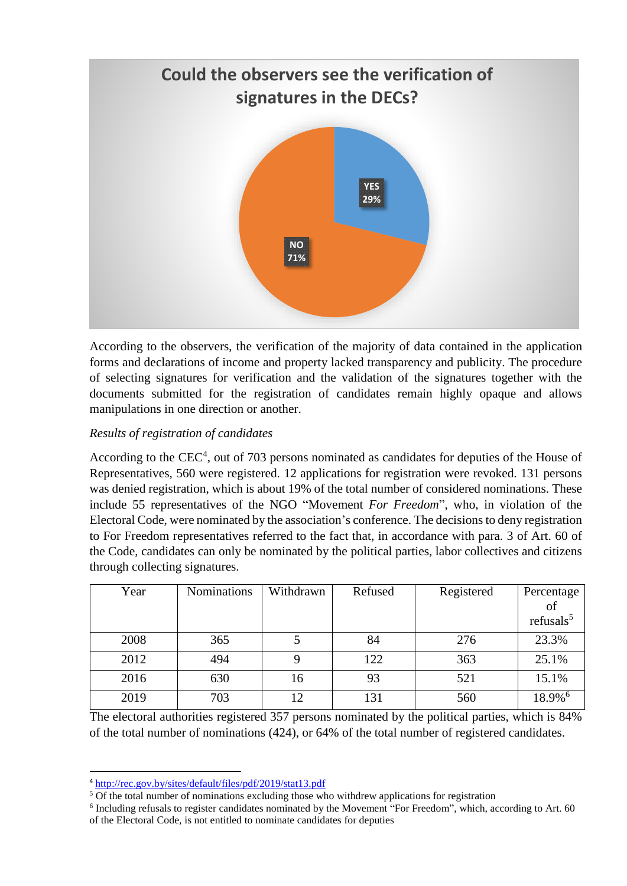**Could the observers see the verification of signatures in the DECs?**

YES 29%

NO 71%

According to the observers, the verification of the majority of data contained in the application forms and declarations of income and property lacked transparency and publicity. The procedure of selecting signatures for verification and the validation of the signatures together with the documents submitted for the registration of candidates remain highly opaque and allows manipulations in one direction or another.

*Results of registration of candidates*

According to the CEC[4], out of 703 persons nominated as candidates for deputies of the House of Representatives, 560 were registered. 12 applications for registration were revoked. 131 persons was denied registration, which is about 19% of the total number of considered nominations. These include 55 representatives of the NGO "Movement *For Freedom*", who, in violation of the Electoral Code, were nominated by the association's conference. The decisions to deny registration to For Freedom representatives referred to the fact that, in accordance with para. 3 of Art. 60 of the Code, candidates can only be nominated by the political parties, labor collectives and citizens through collecting signatures.

| Year | Nominations | Withdrawn | Refused | Registered | Percentage of refusals[5] |
|---|---|---|---|---|---|
| 2008 | 365 | 5 | 84 | 276 | 23.3% |
| 2012 | 494 | 9 | 122 | 363 | 25.1% |
| 2016 | 630 | 16 | 93 | 521 | 15.1% |
| 2019 | 703 | 12 | 131 | 560 | 18.9%[6] |

The electoral authorities registered 357 persons nominated by the political parties, which is 84% of the total number of nominations (424), or 64% of the total number of registered candidates.

---

[4] http://rec.gov.by/sites/default/files/pdf/2019/stat13.pdf

[5] Of the total number of nominations excluding those who withdrew applications for registration

[6] Including refusals to register candidates nominated by the Movement "For Freedom", which, according to Art. 60 of the Electoral Code, is not entitled to nominate candidates for deputies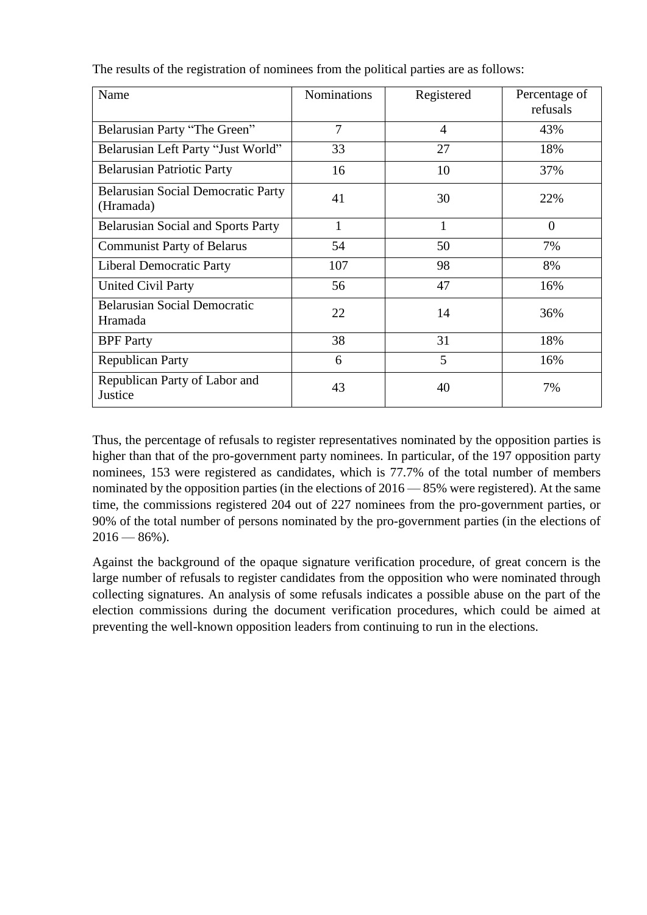The results of the registration of nominees from the political parties are as follows:

| Name | Nominations | Registered | Percentage of refusals |
|---|---|---|---|
| Belarusian Party "The Green" | 7 | 4 | 43% |
| Belarusian Left Party "Just World" | 33 | 27 | 18% |
| Belarusian Patriotic Party | 16 | 10 | 37% |
| Belarusian Social Democratic Party (Hramada) | 41 | 30 | 22% |
| Belarusian Social and Sports Party | 1 | 1 | 0 |
| Communist Party of Belarus | 54 | 50 | 7% |
| Liberal Democratic Party | 107 | 98 | 8% |
| United Civil Party | 56 | 47 | 16% |
| Belarusian Social Democratic Hramada | 22 | 14 | 36% |
| BPF Party | 38 | 31 | 18% |
| Republican Party | 6 | 5 | 16% |
| Republican Party of Labor and Justice | 43 | 40 | 7% |

Thus, the percentage of refusals to register representatives nominated by the opposition parties is higher than that of the pro-government party nominees. In particular, of the 197 opposition party nominees, 153 were registered as candidates, which is 77.7% of the total number of members nominated by the opposition parties (in the elections of 2016 — 85% were registered). At the same time, the commissions registered 204 out of 227 nominees from the pro-government parties, or 90% of the total number of persons nominated by the pro-government parties (in the elections of 2016 — 86%).

Against the background of the opaque signature verification procedure, of great concern is the large number of refusals to register candidates from the opposition who were nominated through collecting signatures. An analysis of some refusals indicates a possible abuse on the part of the election commissions during the document verification procedures, which could be aimed at preventing the well-known opposition leaders from continuing to run in the elections.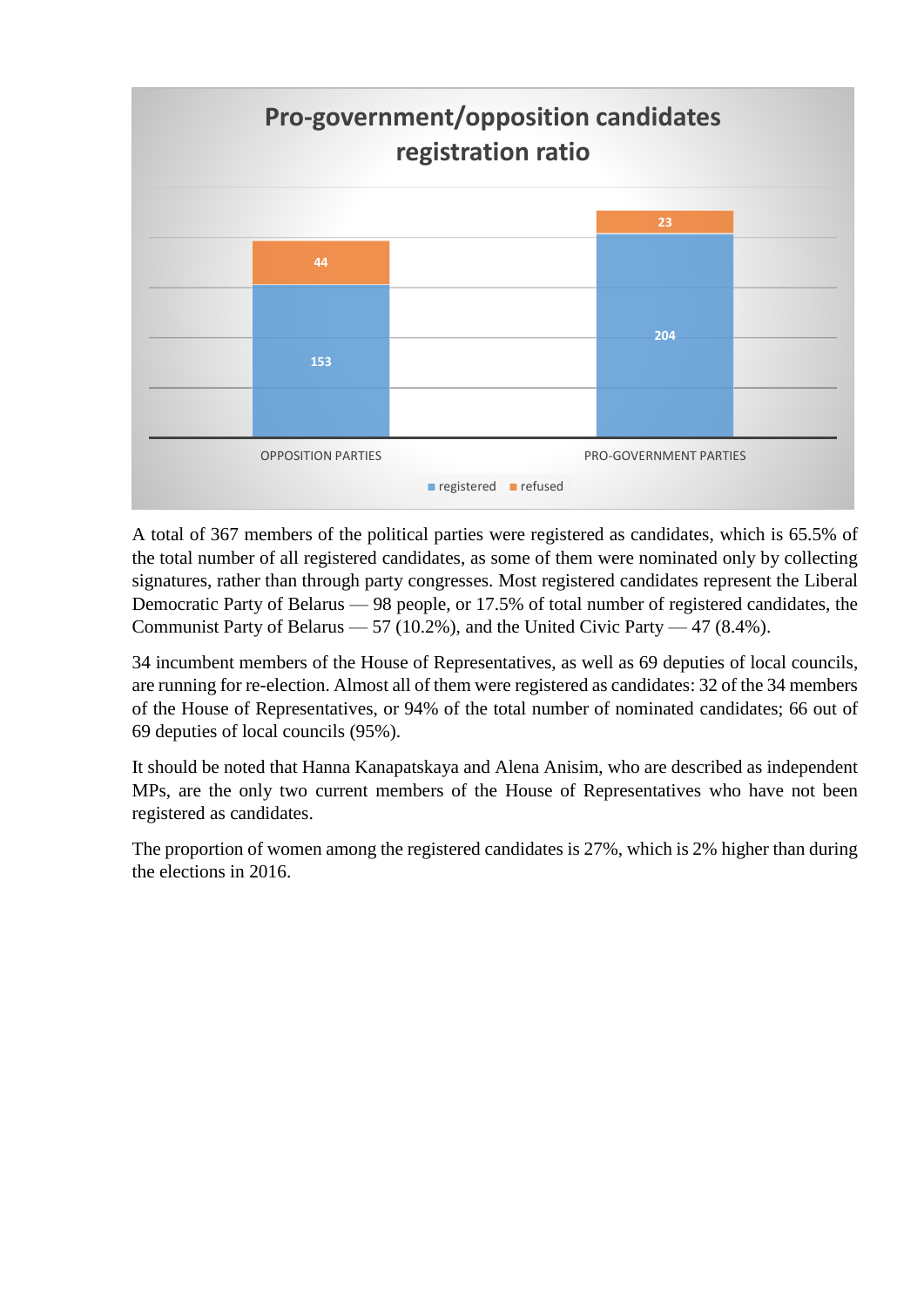Pro-government/opposition candidates registration ratio

44

153

23

204

OPPOSITION PARTIES

PRO-GOVERNMENT PARTIES

registered refused

A total of 367 members of the political parties were registered as candidates, which is 65.5% of the total number of all registered candidates, as some of them were nominated only by collecting signatures, rather than through party congresses. Most registered candidates represent the Liberal Democratic Party of Belarus — 98 people, or 17.5% of total number of registered candidates, the Communist Party of Belarus — 57 (10.2%), and the United Civic Party — 47 (8.4%).

34 incumbent members of the House of Representatives, as well as 69 deputies of local councils, are running for re-election. Almost all of them were registered as candidates: 32 of the 34 members of the House of Representatives, or 94% of the total number of nominated candidates; 66 out of 69 deputies of local councils (95%).

It should be noted that Hanna Kanapatskaya and Alena Anisim, who are described as independent MPs, are the only two current members of the House of Representatives who have not been registered as candidates.

The proportion of women among the registered candidates is 27%, which is 2% higher than during the elections in 2016.